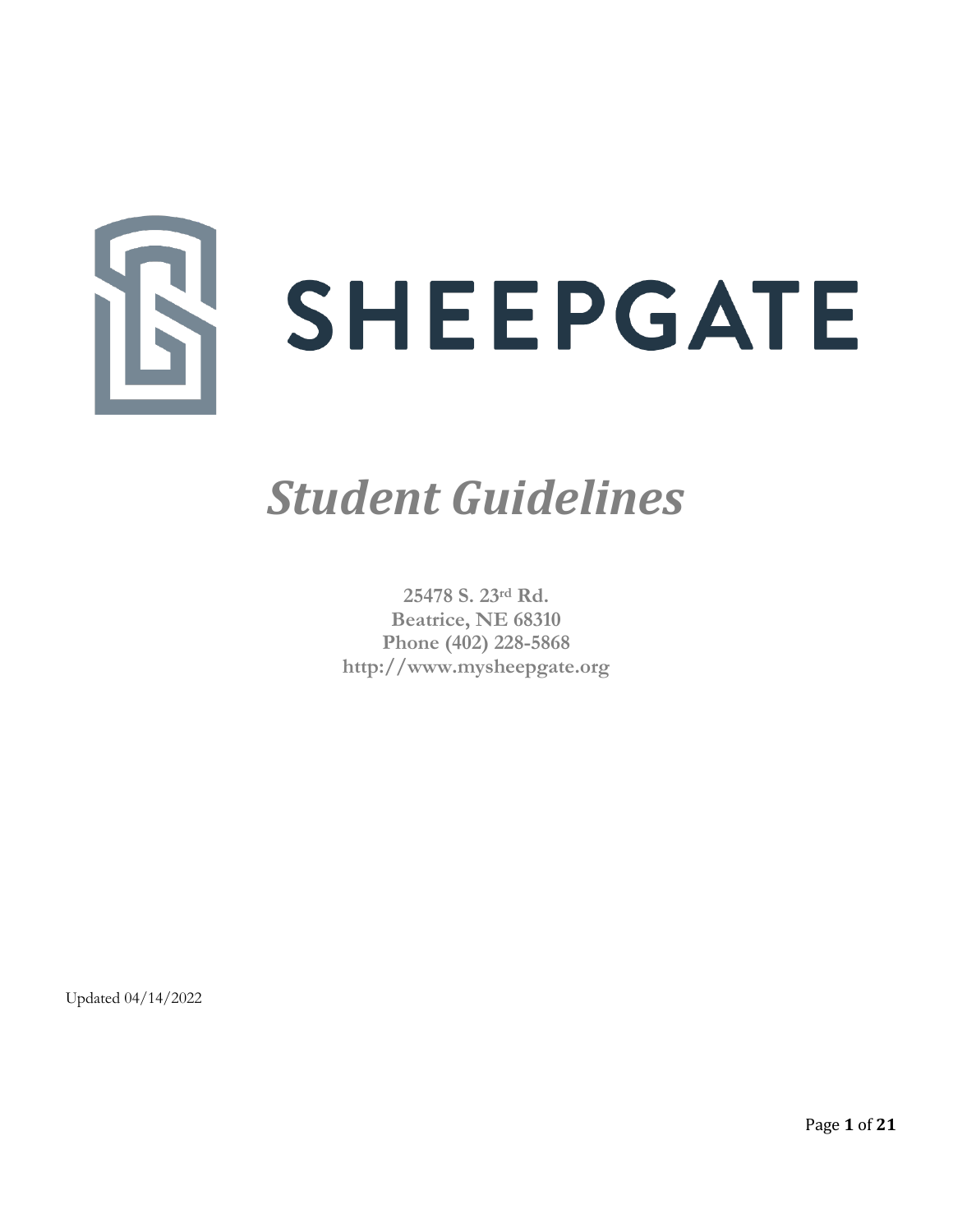# SHEEPGATE

# *Student Guidelines*

**25478 S. 23rd Rd.**
**Beatrice, NE 68310**
**Phone (402) 228-5868**
**http://www.mysheepgate.org**

Updated 04/14/2022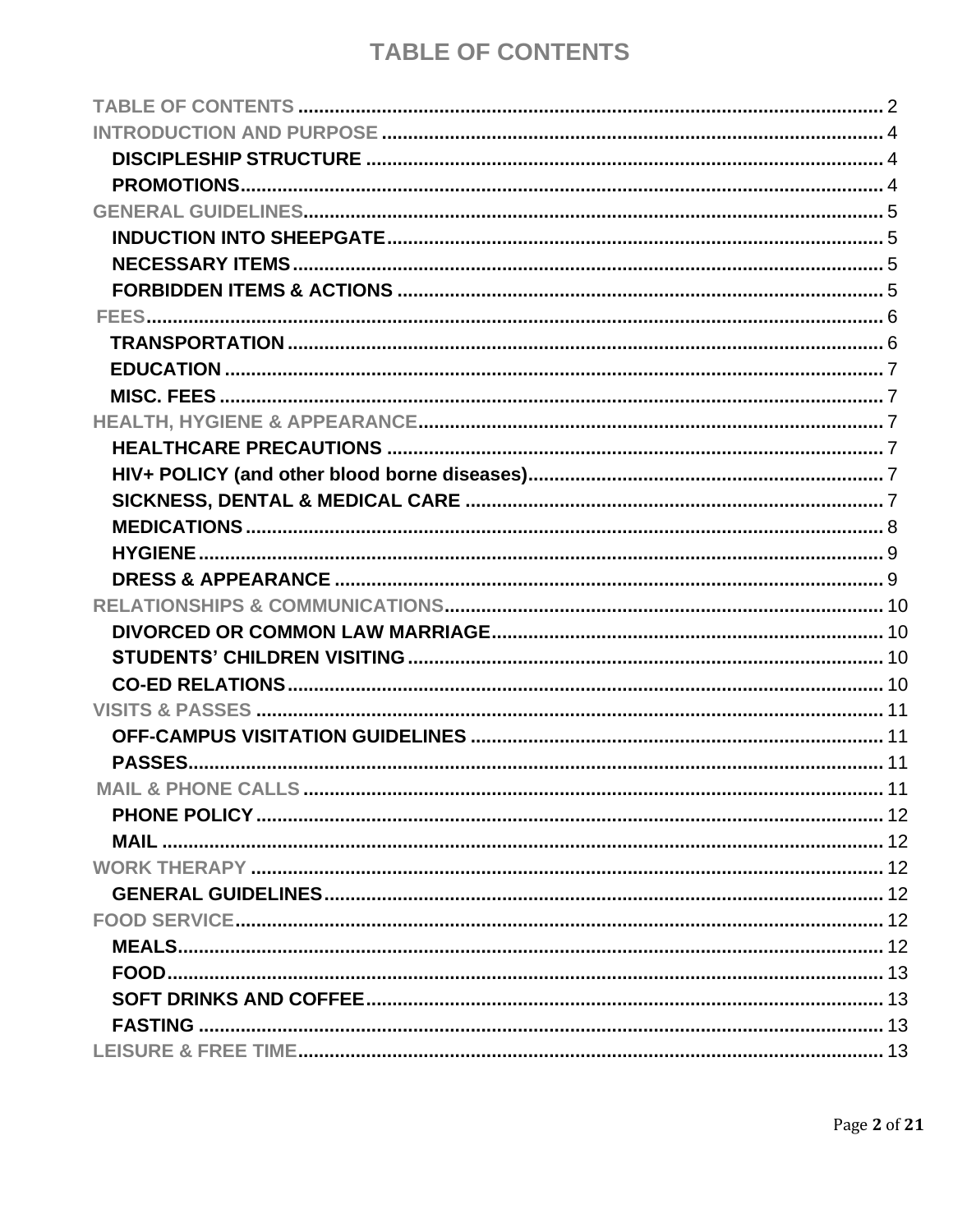# TABLE OF CONTENTS

TABLE OF CONTENTS ........................................................................................................ 2
INTRODUCTION AND PURPOSE ....................................................................................... 4
- **DISCIPLESHIP STRUCTURE** ........................................................................................ 4
- **PROMOTIONS** ................................................................................................................ 4

GENERAL GUIDELINES ...................................................................................................... 5
- **INDUCTION INTO SHEEPGATE** ................................................................................... 5
- **NECESSARY ITEMS** ..................................................................................................... 5
- **FORBIDDEN ITEMS & ACTIONS** ................................................................................. 5

FEES ...................................................................................................................................... 6
- **TRANSPORTATION** ...................................................................................................... 6
- **EDUCATION** .................................................................................................................. 7
- **MISC. FEES** ................................................................................................................... 7

HEALTH, HYGIENE & APPEARANCE ................................................................................ 7
- **HEALTHCARE PRECAUTIONS** .................................................................................... 7
- **HIV+ POLICY (and other blood borne diseases)** ......................................................... 7
- **SICKNESS, DENTAL & MEDICAL CARE** ..................................................................... 7
- **MEDICATIONS** .............................................................................................................. 8
- **HYGIENE** ....................................................................................................................... 9
- **DRESS & APPEARANCE** .............................................................................................. 9

RELATIONSHIPS & COMMUNICATIONS .......................................................................... 10
- **DIVORCED OR COMMON LAW MARRIAGE** ............................................................... 10
- **STUDENTS' CHILDREN VISITING** ............................................................................... 10
- **CO-ED RELATIONS** ...................................................................................................... 10

VISITS & PASSES ............................................................................................................... 11
- **OFF-CAMPUS VISITATION GUIDELINES** ................................................................... 11
- **PASSES** ........................................................................................................................ 11

MAIL & PHONE CALLS ....................................................................................................... 11
- **PHONE POLICY** ............................................................................................................ 12
- **MAIL** .............................................................................................................................. 12

WORK THERAPY ................................................................................................................. 12
- **GENERAL GUIDELINES** ............................................................................................... 12

FOOD SERVICE ................................................................................................................... 12
- **MEALS** ........................................................................................................................... 12
- **FOOD** ............................................................................................................................. 13
- **SOFT DRINKS AND COFFEE** ....................................................................................... 13
- **FASTING** ........................................................................................................................ 13

LEISURE & FREE TIME ....................................................................................................... 13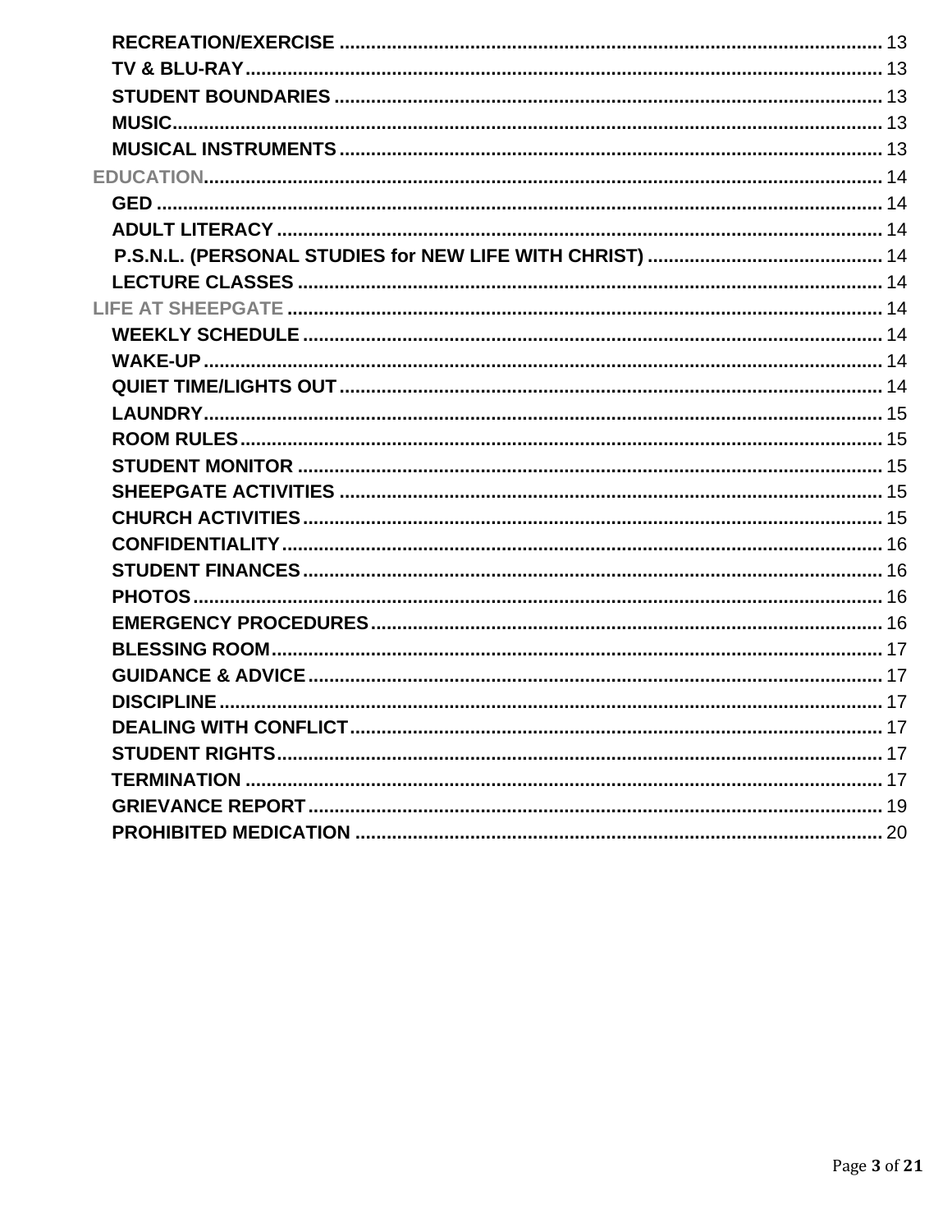RECREATION/EXERCISE ........................................................................................................ 13
TV & BLU-RAY ........................................................................................................................ 13
STUDENT BOUNDARIES ........................................................................................................ 13
MUSIC ................................................................................................................................... 13
MUSICAL INSTRUMENTS ....................................................................................................... 13

EDUCATION ................................................................................................................................ 14
GED ....................................................................................................................................... 14
ADULT LITERACY ................................................................................................................... 14
P.S.N.L. (PERSONAL STUDIES for NEW LIFE WITH CHRIST) ............................................ 14
LECTURE CLASSES ............................................................................................................... 14

LIFE AT SHEEPGATE ................................................................................................................. 14
WEEKLY SCHEDULE .............................................................................................................. 14
WAKE-UP ............................................................................................................................... 14
QUIET TIME/LIGHTS OUT ....................................................................................................... 14
LAUNDRY ............................................................................................................................... 15
ROOM RULES ........................................................................................................................ 15
STUDENT MONITOR ............................................................................................................... 15
SHEEPGATE ACTIVITIES ....................................................................................................... 15
CHURCH ACTIVITIES ............................................................................................................. 15
CONFIDENTIALITY ................................................................................................................. 16
STUDENT FINANCES ............................................................................................................. 16
PHOTOS ................................................................................................................................. 16
EMERGENCY PROCEDURES ................................................................................................. 16
BLESSING ROOM ................................................................................................................... 17
GUIDANCE & ADVICE ............................................................................................................ 17
DISCIPLINE ............................................................................................................................ 17
DEALING WITH CONFLICT .................................................................................................... 17
STUDENT RIGHTS .................................................................................................................. 17
TERMINATION ........................................................................................................................ 17
GRIEVANCE REPORT ............................................................................................................ 19
PROHIBITED MEDICATION .................................................................................................... 20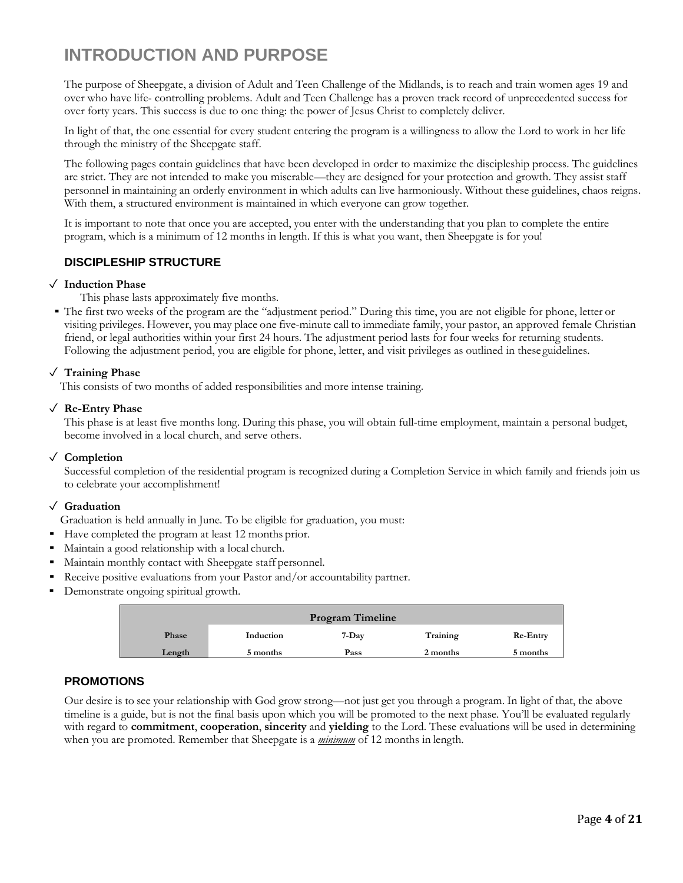# INTRODUCTION AND PURPOSE

The purpose of Sheepgate, a division of Adult and Teen Challenge of the Midlands, is to reach and train women ages 19 and over who have life- controlling problems. Adult and Teen Challenge has a proven track record of unprecedented success for over forty years. This success is due to one thing: the power of Jesus Christ to completely deliver.

In light of that, the one essential for every student entering the program is a willingness to allow the Lord to work in her life through the ministry of the Sheepgate staff.

The following pages contain guidelines that have been developed in order to maximize the discipleship process. The guidelines are strict. They are not intended to make you miserable—they are designed for your protection and growth. They assist staff personnel in maintaining an orderly environment in which adults can live harmoniously. Without these guidelines, chaos reigns. With them, a structured environment is maintained in which everyone can grow together.

It is important to note that once you are accepted, you enter with the understanding that you plan to complete the entire program, which is a minimum of 12 months in length. If this is what you want, then Sheepgate is for you!

## DISCIPLESHIP STRUCTURE

✓ **Induction Phase**

This phase lasts approximately five months.

- The first two weeks of the program are the "adjustment period." During this time, you are not eligible for phone, letter or visiting privileges. However, you may place one five-minute call to immediate family, your pastor, an approved female Christian friend, or legal authorities within your first 24 hours. The adjustment period lasts for four weeks for returning students. Following the adjustment period, you are eligible for phone, letter, and visit privileges as outlined in these guidelines.

✓ **Training Phase**

This consists of two months of added responsibilities and more intense training.

✓ **Re-Entry Phase**

This phase is at least five months long. During this phase, you will obtain full-time employment, maintain a personal budget, become involved in a local church, and serve others.

✓ **Completion**

Successful completion of the residential program is recognized during a Completion Service in which family and friends join us to celebrate your accomplishment!

✓ **Graduation**

Graduation is held annually in June. To be eligible for graduation, you must:

- Have completed the program at least 12 months prior.
- Maintain a good relationship with a local church.
- Maintain monthly contact with Sheepgate staff personnel.
- Receive positive evaluations from your Pastor and/or accountability partner.
- Demonstrate ongoing spiritual growth.

| Program Timeline | | | | |
|---|---|---|---|---|
| **Phase** | **Induction** | **7-Day** | **Training** | **Re-Entry** |
| **Length** | **5 months** | **Pass** | **2 months** | **5 months** |

## PROMOTIONS

Our desire is to see your relationship with God grow strong—not just get you through a program. In light of that, the above timeline is a guide, but is not the final basis upon which you will be promoted to the next phase. You'll be evaluated regularly with regard to **commitment**, **cooperation**, **sincerity** and **yielding** to the Lord. These evaluations will be used in determining when you are promoted. Remember that Sheepgate is a ***minimum*** of 12 months in length.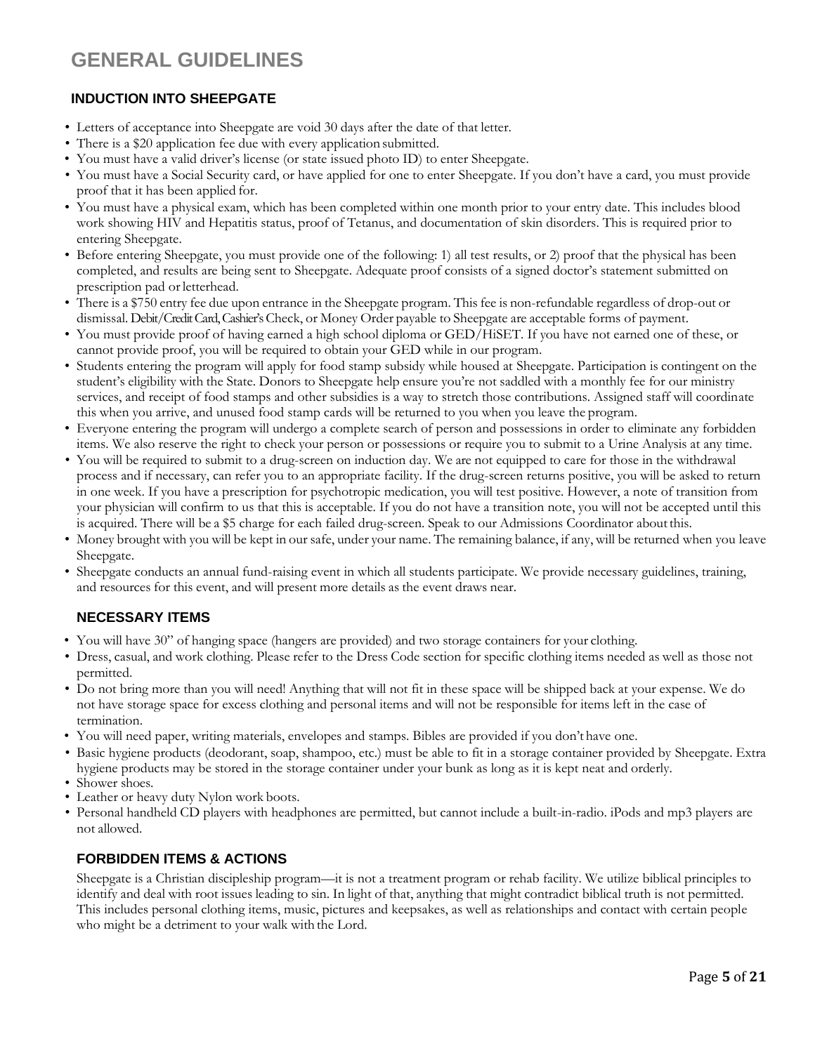# GENERAL GUIDELINES

## INDUCTION INTO SHEEPGATE

- Letters of acceptance into Sheepgate are void 30 days after the date of that letter.
- There is a $20 application fee due with every application submitted.
- You must have a valid driver's license (or state issued photo ID) to enter Sheepgate.
- You must have a Social Security card, or have applied for one to enter Sheepgate. If you don't have a card, you must provide proof that it has been applied for.
- You must have a physical exam, which has been completed within one month prior to your entry date. This includes blood work showing HIV and Hepatitis status, proof of Tetanus, and documentation of skin disorders. This is required prior to entering Sheepgate.
- Before entering Sheepgate, you must provide one of the following: 1) all test results, or 2) proof that the physical has been completed, and results are being sent to Sheepgate. Adequate proof consists of a signed doctor's statement submitted on prescription pad or letterhead.
- There is a $750 entry fee due upon entrance in the Sheepgate program. This fee is non-refundable regardless of drop-out or dismissal. Debit/Credit Card, Cashier's Check, or Money Order payable to Sheepgate are acceptable forms of payment.
- You must provide proof of having earned a high school diploma or GED/HiSET. If you have not earned one of these, or cannot provide proof, you will be required to obtain your GED while in our program.
- Students entering the program will apply for food stamp subsidy while housed at Sheepgate. Participation is contingent on the student's eligibility with the State. Donors to Sheepgate help ensure you're not saddled with a monthly fee for our ministry services, and receipt of food stamps and other subsidies is a way to stretch those contributions. Assigned staff will coordinate this when you arrive, and unused food stamp cards will be returned to you when you leave the program.
- Everyone entering the program will undergo a complete search of person and possessions in order to eliminate any forbidden items. We also reserve the right to check your person or possessions or require you to submit to a Urine Analysis at any time.
- You will be required to submit to a drug-screen on induction day. We are not equipped to care for those in the withdrawal process and if necessary, can refer you to an appropriate facility. If the drug-screen returns positive, you will be asked to return in one week. If you have a prescription for psychotropic medication, you will test positive. However, a note of transition from your physician will confirm to us that this is acceptable. If you do not have a transition note, you will not be accepted until this is acquired. There will be a $5 charge for each failed drug-screen. Speak to our Admissions Coordinator about this.
- Money brought with you will be kept in our safe, under your name. The remaining balance, if any, will be returned when you leave Sheepgate.
- Sheepgate conducts an annual fund-raising event in which all students participate. We provide necessary guidelines, training, and resources for this event, and will present more details as the event draws near.

## NECESSARY ITEMS

- You will have 30" of hanging space (hangers are provided) and two storage containers for your clothing.
- Dress, casual, and work clothing. Please refer to the Dress Code section for specific clothing items needed as well as those not permitted.
- Do not bring more than you will need! Anything that will not fit in these space will be shipped back at your expense. We do not have storage space for excess clothing and personal items and will not be responsible for items left in the case of termination.
- You will need paper, writing materials, envelopes and stamps. Bibles are provided if you don't have one.
- Basic hygiene products (deodorant, soap, shampoo, etc.) must be able to fit in a storage container provided by Sheepgate. Extra hygiene products may be stored in the storage container under your bunk as long as it is kept neat and orderly.
- Shower shoes.
- Leather or heavy duty Nylon work boots.
- Personal handheld CD players with headphones are permitted, but cannot include a built-in-radio. iPods and mp3 players are not allowed.

## FORBIDDEN ITEMS & ACTIONS

Sheepgate is a Christian discipleship program—it is not a treatment program or rehab facility. We utilize biblical principles to identify and deal with root issues leading to sin. In light of that, anything that might contradict biblical truth is not permitted. This includes personal clothing items, music, pictures and keepsakes, as well as relationships and contact with certain people who might be a detriment to your walk with the Lord.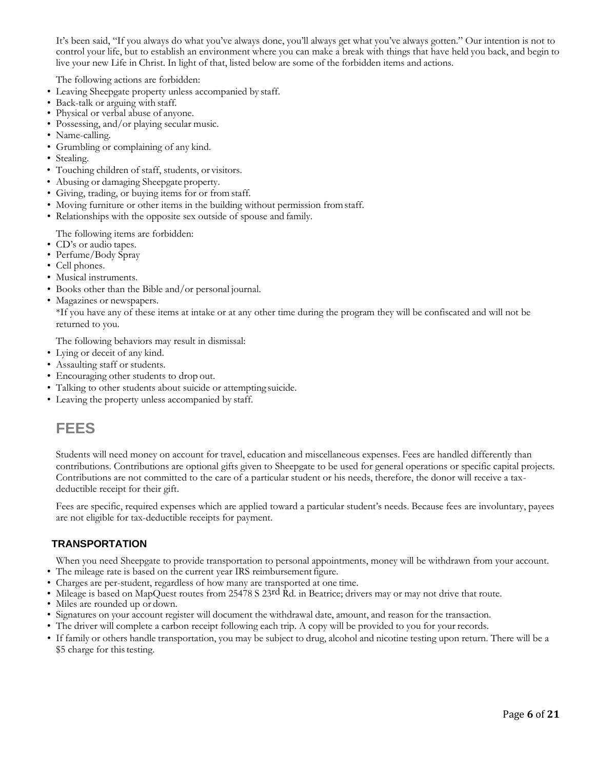It's been said, "If you always do what you've always done, you'll always get what you've always gotten." Our intention is not to control your life, but to establish an environment where you can make a break with things that have held you back, and begin to live your new Life in Christ. In light of that, listed below are some of the forbidden items and actions.

The following actions are forbidden:

- Leaving Sheepgate property unless accompanied by staff.
- Back-talk or arguing with staff.
- Physical or verbal abuse of anyone.
- Possessing, and/or playing secular music.
- Name-calling.
- Grumbling or complaining of any kind.
- Stealing.
- Touching children of staff, students, or visitors.
- Abusing or damaging Sheepgate property.
- Giving, trading, or buying items for or from staff.
- Moving furniture or other items in the building without permission from staff.
- Relationships with the opposite sex outside of spouse and family.

The following items are forbidden:

- CD's or audio tapes.
- Perfume/Body Spray
- Cell phones.
- Musical instruments.
- Books other than the Bible and/or personal journal.
- Magazines or newspapers.

*If you have any of these items at intake or at any other time during the program they will be confiscated and will not be returned to you.

The following behaviors may result in dismissal:

- Lying or deceit of any kind.
- Assaulting staff or students.
- Encouraging other students to drop out.
- Talking to other students about suicide or attempting suicide.
- Leaving the property unless accompanied by staff.

## FEES

Students will need money on account for travel, education and miscellaneous expenses. Fees are handled differently than contributions. Contributions are optional gifts given to Sheepgate to be used for general operations or specific capital projects. Contributions are not committed to the care of a particular student or his needs, therefore, the donor will receive a tax-deductible receipt for their gift.

Fees are specific, required expenses which are applied toward a particular student's needs. Because fees are involuntary, payees are not eligible for tax-deductible receipts for payment.

### TRANSPORTATION

When you need Sheepgate to provide transportation to personal appointments, money will be withdrawn from your account.

- The mileage rate is based on the current year IRS reimbursement figure.
- Charges are per-student, regardless of how many are transported at one time.
- Mileage is based on MapQuest routes from 25478 S 23rd Rd. in Beatrice; drivers may or may not drive that route.
- Miles are rounded up or down.
- Signatures on your account register will document the withdrawal date, amount, and reason for the transaction.
- The driver will complete a carbon receipt following each trip. A copy will be provided to you for your records.
- If family or others handle transportation, you may be subject to drug, alcohol and nicotine testing upon return. There will be a $5 charge for this testing.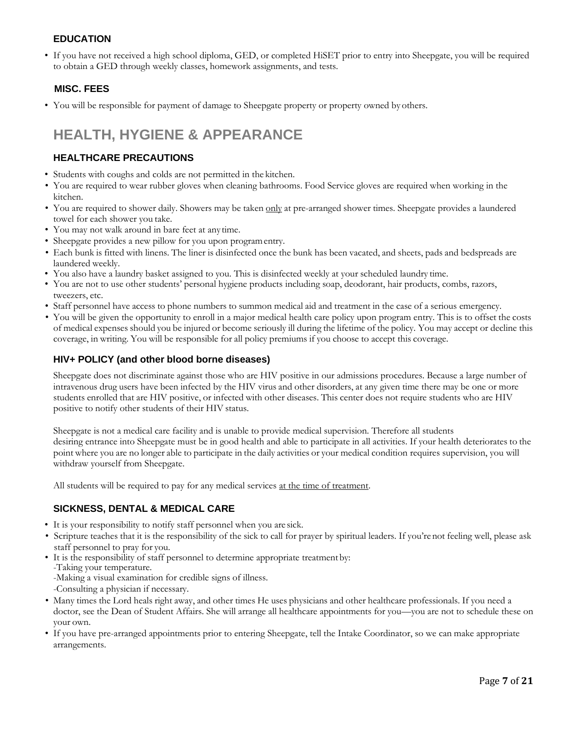### EDUCATION

- If you have not received a high school diploma, GED, or completed HiSET prior to entry into Sheepgate, you will be required to obtain a GED through weekly classes, homework assignments, and tests.

### MISC. FEES

- You will be responsible for payment of damage to Sheepgate property or property owned by others.

## HEALTH, HYGIENE & APPEARANCE

### HEALTHCARE PRECAUTIONS

- Students with coughs and colds are not permitted in the kitchen.
- You are required to wear rubber gloves when cleaning bathrooms. Food Service gloves are required when working in the kitchen.
- You are required to shower daily. Showers may be taken only at pre-arranged shower times. Sheepgate provides a laundered towel for each shower you take.
- You may not walk around in bare feet at any time.
- Sheepgate provides a new pillow for you upon program entry.
- Each bunk is fitted with linens. The liner is disinfected once the bunk has been vacated, and sheets, pads and bedspreads are laundered weekly.
- You also have a laundry basket assigned to you. This is disinfected weekly at your scheduled laundry time.
- You are not to use other students' personal hygiene products including soap, deodorant, hair products, combs, razors, tweezers, etc.
- Staff personnel have access to phone numbers to summon medical aid and treatment in the case of a serious emergency.
- You will be given the opportunity to enroll in a major medical health care policy upon program entry. This is to offset the costs of medical expenses should you be injured or become seriously ill during the lifetime of the policy. You may accept or decline this coverage, in writing. You will be responsible for all policy premiums if you choose to accept this coverage.

### HIV+ POLICY (and other blood borne diseases)

Sheepgate does not discriminate against those who are HIV positive in our admissions procedures. Because a large number of intravenous drug users have been infected by the HIV virus and other disorders, at any given time there may be one or more students enrolled that are HIV positive, or infected with other diseases. This center does not require students who are HIV positive to notify other students of their HIV status.

Sheepgate is not a medical care facility and is unable to provide medical supervision. Therefore all students desiring entrance into Sheepgate must be in good health and able to participate in all activities. If your health deteriorates to the point where you are no longer able to participate in the daily activities or your medical condition requires supervision, you will withdraw yourself from Sheepgate.

All students will be required to pay for any medical services at the time of treatment.

### SICKNESS, DENTAL & MEDICAL CARE

- It is your responsibility to notify staff personnel when you are sick.
- Scripture teaches that it is the responsibility of the sick to call for prayer by spiritual leaders. If you're not feeling well, please ask staff personnel to pray for you.
- It is the responsibility of staff personnel to determine appropriate treatment by:
  - -Taking your temperature.
  - -Making a visual examination for credible signs of illness.
  - -Consulting a physician if necessary.
- Many times the Lord heals right away, and other times He uses physicians and other healthcare professionals. If you need a doctor, see the Dean of Student Affairs. She will arrange all healthcare appointments for you—you are not to schedule these on your own.
- If you have pre-arranged appointments prior to entering Sheepgate, tell the Intake Coordinator, so we can make appropriate arrangements.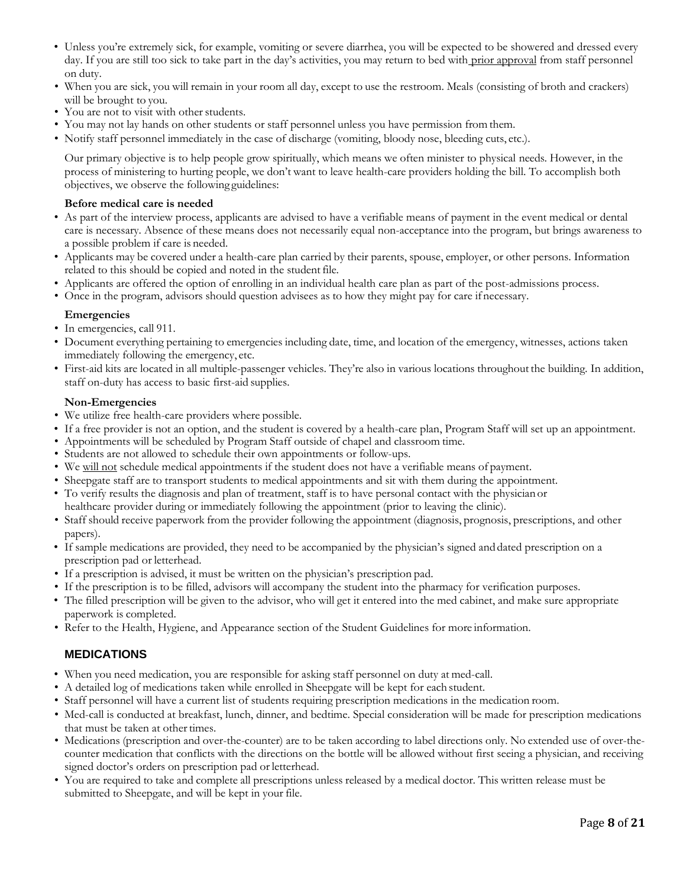- Unless you're extremely sick, for example, vomiting or severe diarrhea, you will be expected to be showered and dressed every day. If you are still too sick to take part in the day's activities, you may return to bed with prior approval from staff personnel on duty.
- When you are sick, you will remain in your room all day, except to use the restroom. Meals (consisting of broth and crackers) will be brought to you.
- You are not to visit with other students.
- You may not lay hands on other students or staff personnel unless you have permission from them.
- Notify staff personnel immediately in the case of discharge (vomiting, bloody nose, bleeding cuts, etc.).

Our primary objective is to help people grow spiritually, which means we often minister to physical needs. However, in the process of ministering to hurting people, we don't want to leave health-care providers holding the bill. To accomplish both objectives, we observe the following guidelines:

**Before medical care is needed**

- As part of the interview process, applicants are advised to have a verifiable means of payment in the event medical or dental care is necessary. Absence of these means does not necessarily equal non-acceptance into the program, but brings awareness to a possible problem if care is needed.
- Applicants may be covered under a health-care plan carried by their parents, spouse, employer, or other persons. Information related to this should be copied and noted in the student file.
- Applicants are offered the option of enrolling in an individual health care plan as part of the post-admissions process.
- Once in the program, advisors should question advisees as to how they might pay for care if necessary.

**Emergencies**

- In emergencies, call 911.
- Document everything pertaining to emergencies including date, time, and location of the emergency, witnesses, actions taken immediately following the emergency, etc.
- First-aid kits are located in all multiple-passenger vehicles. They're also in various locations throughout the building. In addition, staff on-duty has access to basic first-aid supplies.

**Non-Emergencies**

- We utilize free health-care providers where possible.
- If a free provider is not an option, and the student is covered by a health-care plan, Program Staff will set up an appointment.
- Appointments will be scheduled by Program Staff outside of chapel and classroom time.
- Students are not allowed to schedule their own appointments or follow-ups.
- We will not schedule medical appointments if the student does not have a verifiable means of payment.
- Sheepgate staff are to transport students to medical appointments and sit with them during the appointment.
- To verify results the diagnosis and plan of treatment, staff is to have personal contact with the physician or healthcare provider during or immediately following the appointment (prior to leaving the clinic).
- Staff should receive paperwork from the provider following the appointment (diagnosis, prognosis, prescriptions, and other papers).
- If sample medications are provided, they need to be accompanied by the physician's signed and dated prescription on a prescription pad or letterhead.
- If a prescription is advised, it must be written on the physician's prescription pad.
- If the prescription is to be filled, advisors will accompany the student into the pharmacy for verification purposes.
- The filled prescription will be given to the advisor, who will get it entered into the med cabinet, and make sure appropriate paperwork is completed.
- Refer to the Health, Hygiene, and Appearance section of the Student Guidelines for more information.

## MEDICATIONS

- When you need medication, you are responsible for asking staff personnel on duty at med-call.
- A detailed log of medications taken while enrolled in Sheepgate will be kept for each student.
- Staff personnel will have a current list of students requiring prescription medications in the medication room.
- Med-call is conducted at breakfast, lunch, dinner, and bedtime. Special consideration will be made for prescription medications that must be taken at other times.
- Medications (prescription and over-the-counter) are to be taken according to label directions only. No extended use of over-the-counter medication that conflicts with the directions on the bottle will be allowed without first seeing a physician, and receiving signed doctor's orders on prescription pad or letterhead.
- You are required to take and complete all prescriptions unless released by a medical doctor. This written release must be submitted to Sheepgate, and will be kept in your file.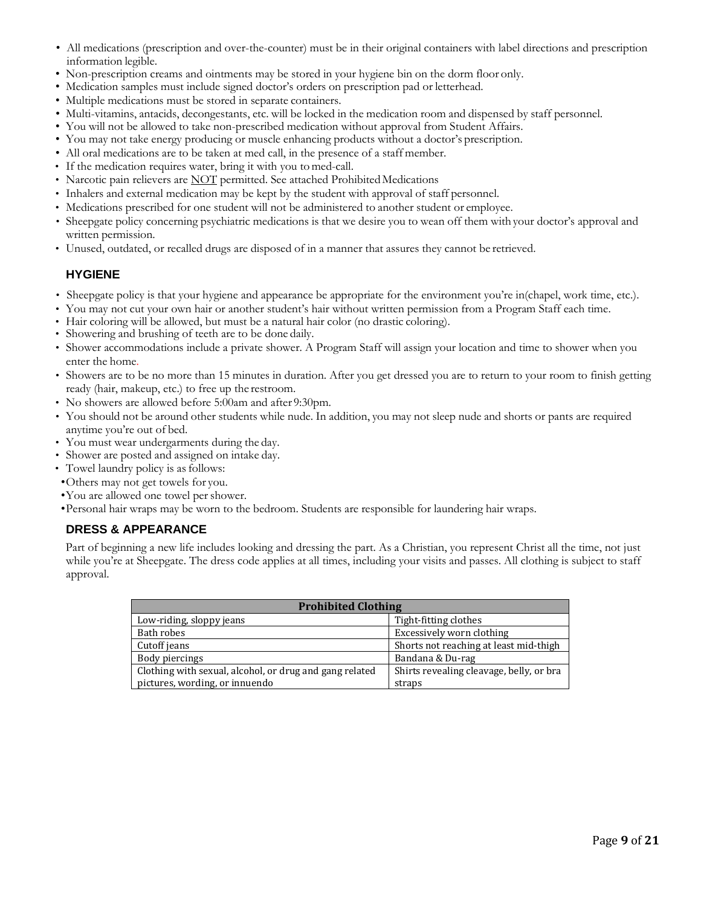- All medications (prescription and over-the-counter) must be in their original containers with label directions and prescription information legible.
- Non-prescription creams and ointments may be stored in your hygiene bin on the dorm floor only.
- Medication samples must include signed doctor's orders on prescription pad or letterhead.
- Multiple medications must be stored in separate containers.
- Multi-vitamins, antacids, decongestants, etc. will be locked in the medication room and dispensed by staff personnel.
- You will not be allowed to take non-prescribed medication without approval from Student Affairs.
- You may not take energy producing or muscle enhancing products without a doctor's prescription.
- All oral medications are to be taken at med call, in the presence of a staff member.
- If the medication requires water, bring it with you to med-call.
- Narcotic pain relievers are <u>NOT</u> permitted. See attached Prohibited Medications
- Inhalers and external medication may be kept by the student with approval of staff personnel.
- Medications prescribed for one student will not be administered to another student or employee.
- Sheepgate policy concerning psychiatric medications is that we desire you to wean off them with your doctor's approval and written permission.
- Unused, outdated, or recalled drugs are disposed of in a manner that assures they cannot be retrieved.

## HYGIENE

- Sheepgate policy is that your hygiene and appearance be appropriate for the environment you're in(chapel, work time, etc.).
- You may not cut your own hair or another student's hair without written permission from a Program Staff each time.
- Hair coloring will be allowed, but must be a natural hair color (no drastic coloring).
- Showering and brushing of teeth are to be done daily.
- Shower accommodations include a private shower. A Program Staff will assign your location and time to shower when you enter the home.
- Showers are to be no more than 15 minutes in duration. After you get dressed you are to return to your room to finish getting ready (hair, makeup, etc.) to free up the restroom.
- No showers are allowed before 5:00am and after 9:30pm.
- You should not be around other students while nude. In addition, you may not sleep nude and shorts or pants are required anytime you're out of bed.
- You must wear undergarments during the day.
- Shower are posted and assigned on intake day.
- Towel laundry policy is as follows:
- Others may not get towels for you.
- You are allowed one towel per shower.
- Personal hair wraps may be worn to the bedroom. Students are responsible for laundering hair wraps.

## DRESS & APPEARANCE

Part of beginning a new life includes looking and dressing the part. As a Christian, you represent Christ all the time, not just while you're at Sheepgate. The dress code applies at all times, including your visits and passes. All clothing is subject to staff approval.

| Prohibited Clothing | |
|---|---|
| Low-riding, sloppy jeans | Tight-fitting clothes |
| Bath robes | Excessively worn clothing |
| Cutoff jeans | Shorts not reaching at least mid-thigh |
| Body piercings | Bandana & Du-rag |
| Clothing with sexual, alcohol, or drug and gang related pictures, wording, or innuendo | Shirts revealing cleavage, belly, or bra straps |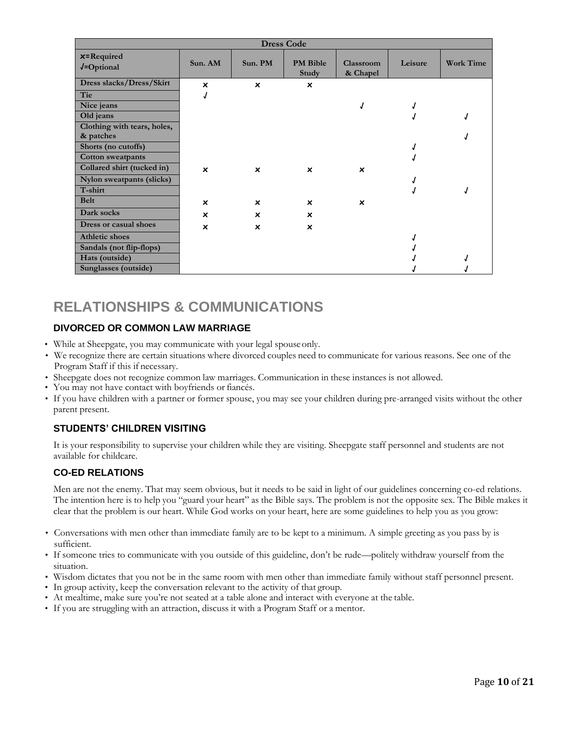| Dress Code | | | | | | |
|---|---|---|---|---|---|---|
| ×=Required<br>√=Optional | Sun. AM | Sun. PM | PM Bible Study | Classroom & Chapel | Leisure | Work Time |
| Dress slacks/Dress/Skirt | × | × | × | | | |
| Tie | √ | | | | | |
| Nice jeans | | | | √ | √ | |
| Old jeans | | | | | √ | √ |
| Clothing with tears, holes, & patches | | | | | | √ |
| Shorts (no cutoffs) | | | | | √ | |
| Cotton sweatpants | | | | | √ | |
| Collared shirt (tucked in) | × | × | × | × | | |
| Nylon sweatpants (slicks) | | | | | √ | |
| T-shirt | | | | | √ | √ |
| Belt | × | × | × | × | | |
| Dark socks | × | × | × | | | |
| Dress or casual shoes | × | × | × | | | |
| Athletic shoes | | | | | √ | |
| Sandals (not flip-flops) | | | | | √ | |
| Hats (outside) | | | | | √ | √ |
| Sunglasses (outside) | | | | | √ | √ |

# RELATIONSHIPS & COMMUNICATIONS

## DIVORCED OR COMMON LAW MARRIAGE

- While at Sheepgate, you may communicate with your legal spouse only.
- We recognize there are certain situations where divorced couples need to communicate for various reasons. See one of the Program Staff if this if necessary.
- Sheepgate does not recognize common law marriages. Communication in these instances is not allowed.
- You may not have contact with boyfriends or fiancés.
- If you have children with a partner or former spouse, you may see your children during pre-arranged visits without the other parent present.

## STUDENTS' CHILDREN VISITING

It is your responsibility to supervise your children while they are visiting. Sheepgate staff personnel and students are not available for childcare.

## CO-ED RELATIONS

Men are not the enemy. That may seem obvious, but it needs to be said in light of our guidelines concerning co-ed relations. The intention here is to help you "guard your heart" as the Bible says. The problem is not the opposite sex. The Bible makes it clear that the problem is our heart. While God works on your heart, here are some guidelines to help you as you grow:

- Conversations with men other than immediate family are to be kept to a minimum. A simple greeting as you pass by is sufficient.
- If someone tries to communicate with you outside of this guideline, don't be rude—politely withdraw yourself from the situation.
- Wisdom dictates that you not be in the same room with men other than immediate family without staff personnel present.
- In group activity, keep the conversation relevant to the activity of that group.
- At mealtime, make sure you're not seated at a table alone and interact with everyone at the table.
- If you are struggling with an attraction, discuss it with a Program Staff or a mentor.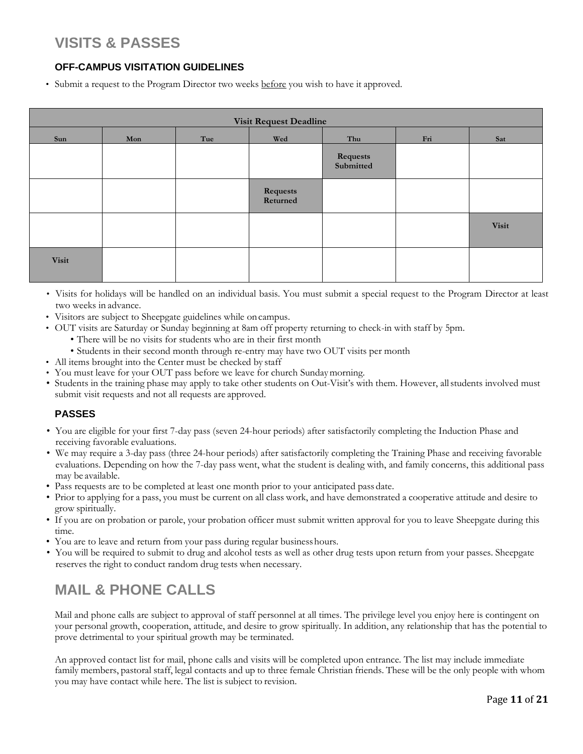# VISITS & PASSES

## OFF-CAMPUS VISITATION GUIDELINES

- Submit a request to the Program Director two weeks <u>before</u> you wish to have it approved.

| Visit Request Deadline | | | | | | |
|---|---|---|---|---|---|---|
| **Sun** | **Mon** | **Tue** | **Wed** | **Thu** | **Fri** | **Sat** |
| | | | | **Requests Submitted** | | |
| | | | **Requests Returned** | | | |
| | | | | | | **Visit** |
| **Visit** | | | | | | |

- Visits for holidays will be handled on an individual basis. You must submit a special request to the Program Director at least two weeks in advance.
- Visitors are subject to Sheepgate guidelines while on campus.
- OUT visits are Saturday or Sunday beginning at 8am off property returning to check-in with staff by 5pm.
  - There will be no visits for students who are in their first month
  - Students in their second month through re-entry may have two OUT visits per month
- All items brought into the Center must be checked by staff
- You must leave for your OUT pass before we leave for church Sunday morning.
- Students in the training phase may apply to take other students on Out-Visit's with them. However, all students involved must submit visit requests and not all requests are approved.

## PASSES

- You are eligible for your first 7-day pass (seven 24-hour periods) after satisfactorily completing the Induction Phase and receiving favorable evaluations.
- We may require a 3-day pass (three 24-hour periods) after satisfactorily completing the Training Phase and receiving favorable evaluations. Depending on how the 7-day pass went, what the student is dealing with, and family concerns, this additional pass may be available.
- Pass requests are to be completed at least one month prior to your anticipated pass date.
- Prior to applying for a pass, you must be current on all class work, and have demonstrated a cooperative attitude and desire to grow spiritually.
- If you are on probation or parole, your probation officer must submit written approval for you to leave Sheepgate during this time.
- You are to leave and return from your pass during regular business hours.
- You will be required to submit to drug and alcohol tests as well as other drug tests upon return from your passes. Sheepgate reserves the right to conduct random drug tests when necessary.

# MAIL & PHONE CALLS

Mail and phone calls are subject to approval of staff personnel at all times. The privilege level you enjoy here is contingent on your personal growth, cooperation, attitude, and desire to grow spiritually. In addition, any relationship that has the potential to prove detrimental to your spiritual growth may be terminated.

An approved contact list for mail, phone calls and visits will be completed upon entrance. The list may include immediate family members, pastoral staff, legal contacts and up to three female Christian friends. These will be the only people with whom you may have contact while here. The list is subject to revision.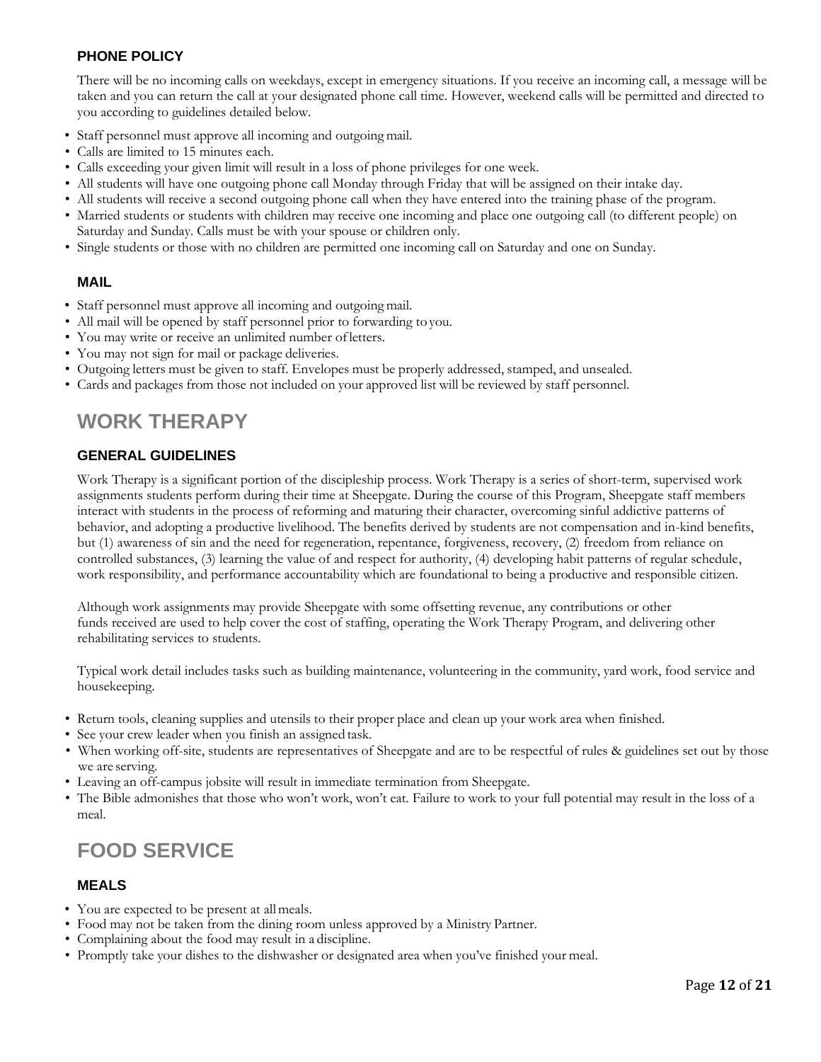### PHONE POLICY

There will be no incoming calls on weekdays, except in emergency situations. If you receive an incoming call, a message will be taken and you can return the call at your designated phone call time. However, weekend calls will be permitted and directed to you according to guidelines detailed below.

- Staff personnel must approve all incoming and outgoing mail.
- Calls are limited to 15 minutes each.
- Calls exceeding your given limit will result in a loss of phone privileges for one week.
- All students will have one outgoing phone call Monday through Friday that will be assigned on their intake day.
- All students will receive a second outgoing phone call when they have entered into the training phase of the program.
- Married students or students with children may receive one incoming and place one outgoing call (to different people) on Saturday and Sunday. Calls must be with your spouse or children only.
- Single students or those with no children are permitted one incoming call on Saturday and one on Sunday.

### MAIL

- Staff personnel must approve all incoming and outgoing mail.
- All mail will be opened by staff personnel prior to forwarding to you.
- You may write or receive an unlimited number of letters.
- You may not sign for mail or package deliveries.
- Outgoing letters must be given to staff. Envelopes must be properly addressed, stamped, and unsealed.
- Cards and packages from those not included on your approved list will be reviewed by staff personnel.

## WORK THERAPY

### GENERAL GUIDELINES

Work Therapy is a significant portion of the discipleship process. Work Therapy is a series of short-term, supervised work assignments students perform during their time at Sheepgate. During the course of this Program, Sheepgate staff members interact with students in the process of reforming and maturing their character, overcoming sinful addictive patterns of behavior, and adopting a productive livelihood. The benefits derived by students are not compensation and in-kind benefits, but (1) awareness of sin and the need for regeneration, repentance, forgiveness, recovery, (2) freedom from reliance on controlled substances, (3) learning the value of and respect for authority, (4) developing habit patterns of regular schedule, work responsibility, and performance accountability which are foundational to being a productive and responsible citizen.

Although work assignments may provide Sheepgate with some offsetting revenue, any contributions or other funds received are used to help cover the cost of staffing, operating the Work Therapy Program, and delivering other rehabilitating services to students.

Typical work detail includes tasks such as building maintenance, volunteering in the community, yard work, food service and housekeeping.

- Return tools, cleaning supplies and utensils to their proper place and clean up your work area when finished.
- See your crew leader when you finish an assigned task.
- When working off-site, students are representatives of Sheepgate and are to be respectful of rules & guidelines set out by those we are serving.
- Leaving an off-campus jobsite will result in immediate termination from Sheepgate.
- The Bible admonishes that those who won't work, won't eat. Failure to work to your full potential may result in the loss of a meal.

## FOOD SERVICE

### MEALS

- You are expected to be present at all meals.
- Food may not be taken from the dining room unless approved by a Ministry Partner.
- Complaining about the food may result in a discipline.
- Promptly take your dishes to the dishwasher or designated area when you've finished your meal.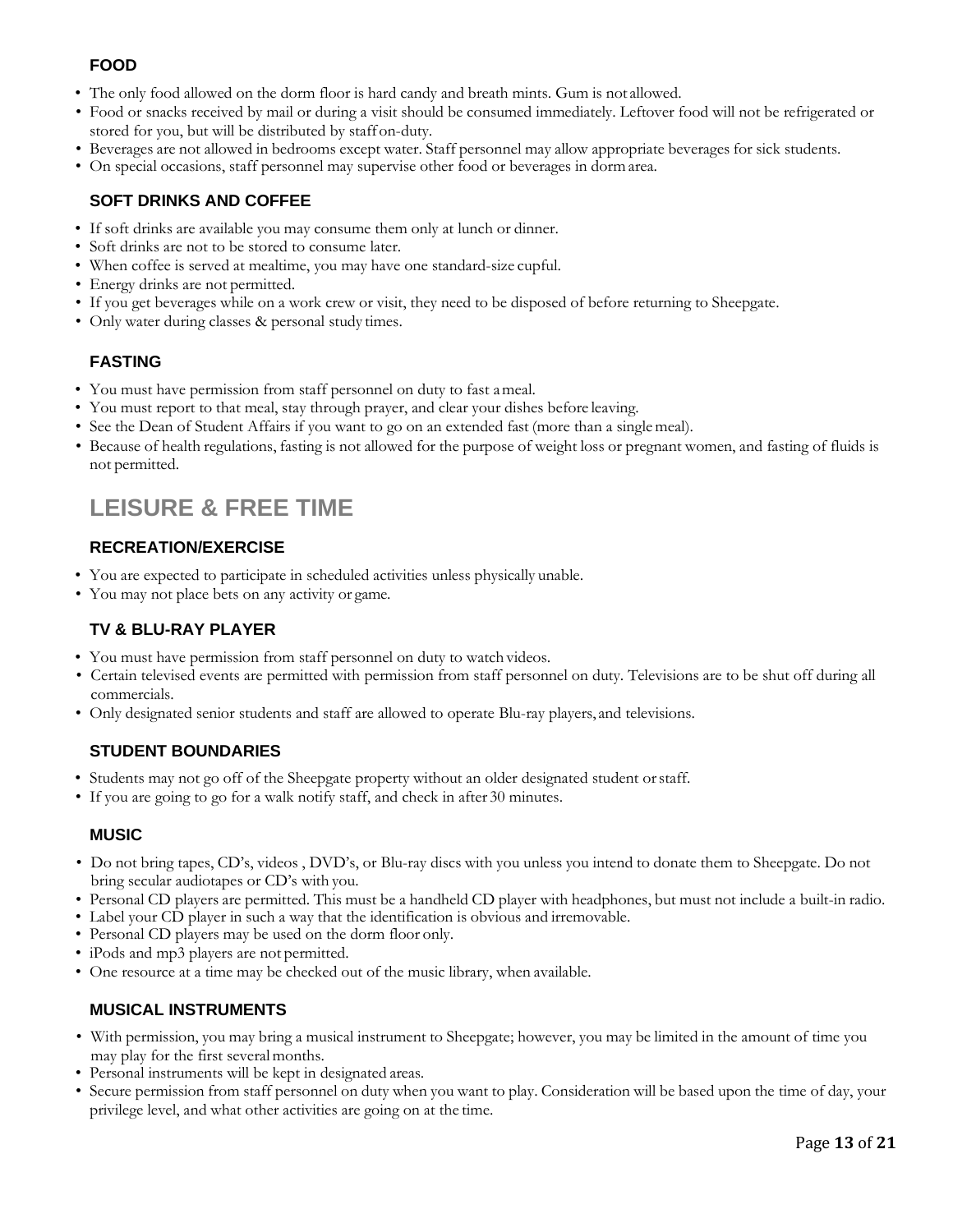### FOOD

- The only food allowed on the dorm floor is hard candy and breath mints. Gum is not allowed.
- Food or snacks received by mail or during a visit should be consumed immediately. Leftover food will not be refrigerated or stored for you, but will be distributed by staff on-duty.
- Beverages are not allowed in bedrooms except water. Staff personnel may allow appropriate beverages for sick students.
- On special occasions, staff personnel may supervise other food or beverages in dorm area.

### SOFT DRINKS AND COFFEE

- If soft drinks are available you may consume them only at lunch or dinner.
- Soft drinks are not to be stored to consume later.
- When coffee is served at mealtime, you may have one standard-size cupful.
- Energy drinks are not permitted.
- If you get beverages while on a work crew or visit, they need to be disposed of before returning to Sheepgate.
- Only water during classes & personal study times.

### FASTING

- You must have permission from staff personnel on duty to fast a meal.
- You must report to that meal, stay through prayer, and clear your dishes before leaving.
- See the Dean of Student Affairs if you want to go on an extended fast (more than a single meal).
- Because of health regulations, fasting is not allowed for the purpose of weight loss or pregnant women, and fasting of fluids is not permitted.

## LEISURE & FREE TIME

### RECREATION/EXERCISE

- You are expected to participate in scheduled activities unless physically unable.
- You may not place bets on any activity or game.

### TV & BLU-RAY PLAYER

- You must have permission from staff personnel on duty to watch videos.
- Certain televised events are permitted with permission from staff personnel on duty. Televisions are to be shut off during all commercials.
- Only designated senior students and staff are allowed to operate Blu-ray players, and televisions.

### STUDENT BOUNDARIES

- Students may not go off of the Sheepgate property without an older designated student or staff.
- If you are going to go for a walk notify staff, and check in after 30 minutes.

### MUSIC

- Do not bring tapes, CD's, videos , DVD's, or Blu-ray discs with you unless you intend to donate them to Sheepgate. Do not bring secular audiotapes or CD's with you.
- Personal CD players are permitted. This must be a handheld CD player with headphones, but must not include a built-in radio.
- Label your CD player in such a way that the identification is obvious and irremovable.
- Personal CD players may be used on the dorm floor only.
- iPods and mp3 players are not permitted.
- One resource at a time may be checked out of the music library, when available.

### MUSICAL INSTRUMENTS

- With permission, you may bring a musical instrument to Sheepgate; however, you may be limited in the amount of time you may play for the first several months.
- Personal instruments will be kept in designated areas.
- Secure permission from staff personnel on duty when you want to play. Consideration will be based upon the time of day, your privilege level, and what other activities are going on at the time.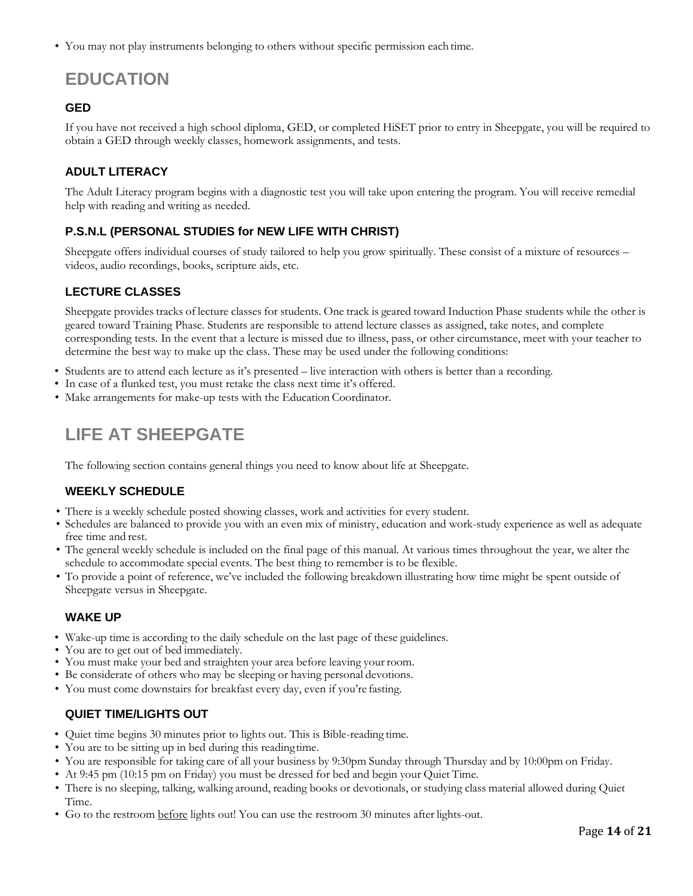- You may not play instruments belonging to others without specific permission each time.

# EDUCATION

### GED

If you have not received a high school diploma, GED, or completed HiSET prior to entry in Sheepgate, you will be required to obtain a GED through weekly classes, homework assignments, and tests.

### ADULT LITERACY

The Adult Literacy program begins with a diagnostic test you will take upon entering the program. You will receive remedial help with reading and writing as needed.

### P.S.N.L (PERSONAL STUDIES for NEW LIFE WITH CHRIST)

Sheepgate offers individual courses of study tailored to help you grow spiritually. These consist of a mixture of resources – videos, audio recordings, books, scripture aids, etc.

### LECTURE CLASSES

Sheepgate provides tracks of lecture classes for students. One track is geared toward Induction Phase students while the other is geared toward Training Phase. Students are responsible to attend lecture classes as assigned, take notes, and complete corresponding tests. In the event that a lecture is missed due to illness, pass, or other circumstance, meet with your teacher to determine the best way to make up the class. These may be used under the following conditions:

- Students are to attend each lecture as it's presented – live interaction with others is better than a recording.
- In case of a flunked test, you must retake the class next time it's offered.
- Make arrangements for make-up tests with the Education Coordinator.

# LIFE AT SHEEPGATE

The following section contains general things you need to know about life at Sheepgate.

### WEEKLY SCHEDULE

- There is a weekly schedule posted showing classes, work and activities for every student.
- Schedules are balanced to provide you with an even mix of ministry, education and work-study experience as well as adequate free time and rest.
- The general weekly schedule is included on the final page of this manual. At various times throughout the year, we alter the schedule to accommodate special events. The best thing to remember is to be flexible.
- To provide a point of reference, we've included the following breakdown illustrating how time might be spent outside of Sheepgate versus in Sheepgate.

### WAKE UP

- Wake-up time is according to the daily schedule on the last page of these guidelines.
- You are to get out of bed immediately.
- You must make your bed and straighten your area before leaving your room.
- Be considerate of others who may be sleeping or having personal devotions.
- You must come downstairs for breakfast every day, even if you're fasting.

### QUIET TIME/LIGHTS OUT

- Quiet time begins 30 minutes prior to lights out. This is Bible-reading time.
- You are to be sitting up in bed during this reading time.
- You are responsible for taking care of all your business by 9:30pm Sunday through Thursday and by 10:00pm on Friday.
- At 9:45 pm (10:15 pm on Friday) you must be dressed for bed and begin your Quiet Time.
- There is no sleeping, talking, walking around, reading books or devotionals, or studying class material allowed during Quiet Time.
- Go to the restroom <u>before</u> lights out! You can use the restroom 30 minutes after lights-out.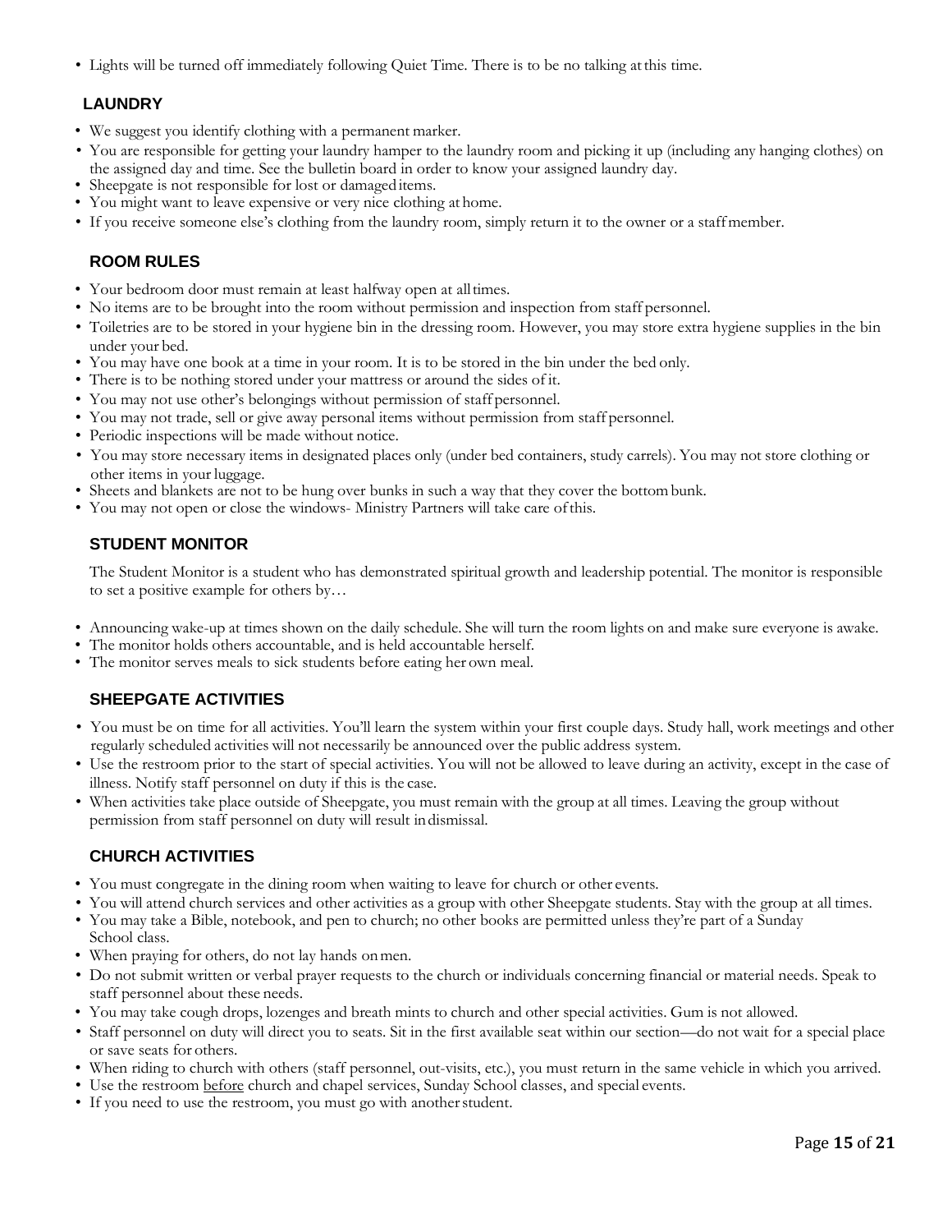- Lights will be turned off immediately following Quiet Time. There is to be no talking at this time.

## LAUNDRY

- We suggest you identify clothing with a permanent marker.
- You are responsible for getting your laundry hamper to the laundry room and picking it up (including any hanging clothes) on the assigned day and time. See the bulletin board in order to know your assigned laundry day.
- Sheepgate is not responsible for lost or damaged items.
- You might want to leave expensive or very nice clothing at home.
- If you receive someone else's clothing from the laundry room, simply return it to the owner or a staff member.

## ROOM RULES

- Your bedroom door must remain at least halfway open at all times.
- No items are to be brought into the room without permission and inspection from staff personnel.
- Toiletries are to be stored in your hygiene bin in the dressing room. However, you may store extra hygiene supplies in the bin under your bed.
- You may have one book at a time in your room. It is to be stored in the bin under the bed only.
- There is to be nothing stored under your mattress or around the sides of it.
- You may not use other's belongings without permission of staff personnel.
- You may not trade, sell or give away personal items without permission from staff personnel.
- Periodic inspections will be made without notice.
- You may store necessary items in designated places only (under bed containers, study carrels). You may not store clothing or other items in your luggage.
- Sheets and blankets are not to be hung over bunks in such a way that they cover the bottom bunk.
- You may not open or close the windows- Ministry Partners will take care of this.

## STUDENT MONITOR

The Student Monitor is a student who has demonstrated spiritual growth and leadership potential. The monitor is responsible to set a positive example for others by…

- Announcing wake-up at times shown on the daily schedule. She will turn the room lights on and make sure everyone is awake.
- The monitor holds others accountable, and is held accountable herself.
- The monitor serves meals to sick students before eating her own meal.

## SHEEPGATE ACTIVITIES

- You must be on time for all activities. You'll learn the system within your first couple days. Study hall, work meetings and other regularly scheduled activities will not necessarily be announced over the public address system.
- Use the restroom prior to the start of special activities. You will not be allowed to leave during an activity, except in the case of illness. Notify staff personnel on duty if this is the case.
- When activities take place outside of Sheepgate, you must remain with the group at all times. Leaving the group without permission from staff personnel on duty will result in dismissal.

## CHURCH ACTIVITIES

- You must congregate in the dining room when waiting to leave for church or other events.
- You will attend church services and other activities as a group with other Sheepgate students. Stay with the group at all times.
- You may take a Bible, notebook, and pen to church; no other books are permitted unless they're part of a Sunday School class.
- When praying for others, do not lay hands on men.
- Do not submit written or verbal prayer requests to the church or individuals concerning financial or material needs. Speak to staff personnel about these needs.
- You may take cough drops, lozenges and breath mints to church and other special activities. Gum is not allowed.
- Staff personnel on duty will direct you to seats. Sit in the first available seat within our section—do not wait for a special place or save seats for others.
- When riding to church with others (staff personnel, out-visits, etc.), you must return in the same vehicle in which you arrived.
- Use the restroom before church and chapel services, Sunday School classes, and special events.
- If you need to use the restroom, you must go with another student.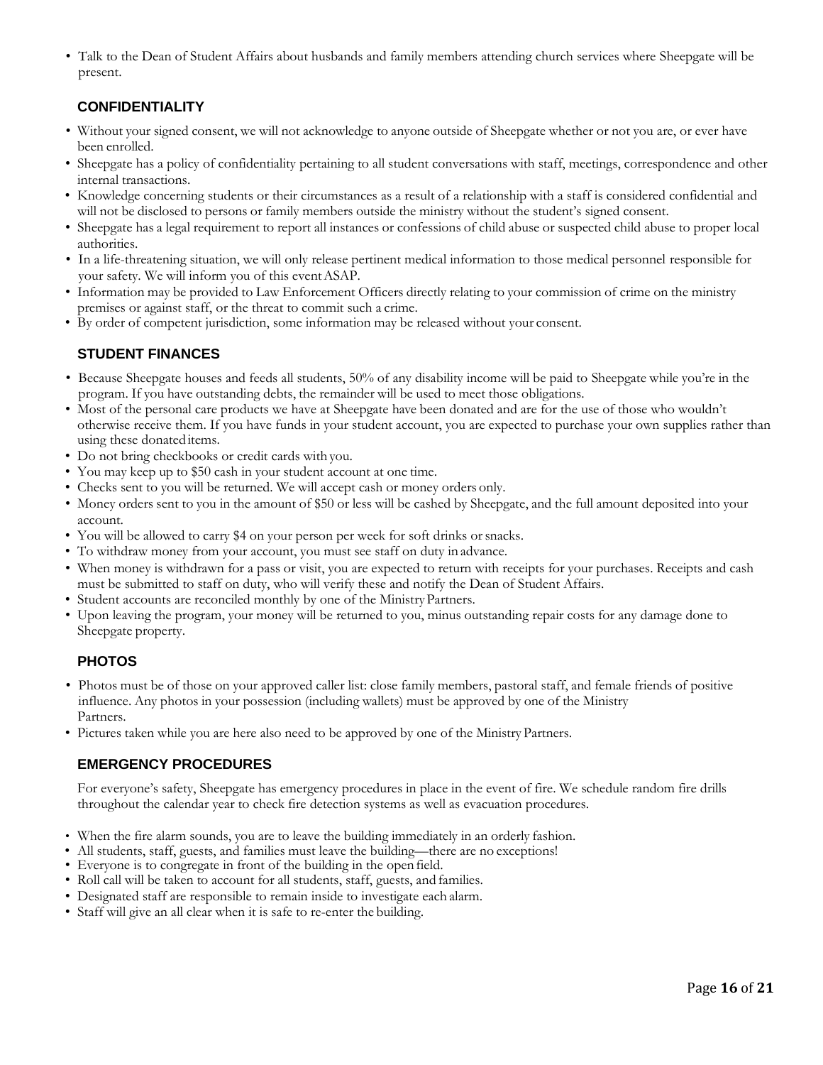- Talk to the Dean of Student Affairs about husbands and family members attending church services where Sheepgate will be present.

## CONFIDENTIALITY

- Without your signed consent, we will not acknowledge to anyone outside of Sheepgate whether or not you are, or ever have been enrolled.
- Sheepgate has a policy of confidentiality pertaining to all student conversations with staff, meetings, correspondence and other internal transactions.
- Knowledge concerning students or their circumstances as a result of a relationship with a staff is considered confidential and will not be disclosed to persons or family members outside the ministry without the student's signed consent.
- Sheepgate has a legal requirement to report all instances or confessions of child abuse or suspected child abuse to proper local authorities.
- In a life-threatening situation, we will only release pertinent medical information to those medical personnel responsible for your safety. We will inform you of this event ASAP.
- Information may be provided to Law Enforcement Officers directly relating to your commission of crime on the ministry premises or against staff, or the threat to commit such a crime.
- By order of competent jurisdiction, some information may be released without your consent.

## STUDENT FINANCES

- Because Sheepgate houses and feeds all students, 50% of any disability income will be paid to Sheepgate while you're in the program. If you have outstanding debts, the remainder will be used to meet those obligations.
- Most of the personal care products we have at Sheepgate have been donated and are for the use of those who wouldn't otherwise receive them. If you have funds in your student account, you are expected to purchase your own supplies rather than using these donated items.
- Do not bring checkbooks or credit cards with you.
- You may keep up to $50 cash in your student account at one time.
- Checks sent to you will be returned. We will accept cash or money orders only.
- Money orders sent to you in the amount of $50 or less will be cashed by Sheepgate, and the full amount deposited into your account.
- You will be allowed to carry $4 on your person per week for soft drinks or snacks.
- To withdraw money from your account, you must see staff on duty in advance.
- When money is withdrawn for a pass or visit, you are expected to return with receipts for your purchases. Receipts and cash must be submitted to staff on duty, who will verify these and notify the Dean of Student Affairs.
- Student accounts are reconciled monthly by one of the Ministry Partners.
- Upon leaving the program, your money will be returned to you, minus outstanding repair costs for any damage done to Sheepgate property.

## PHOTOS

- Photos must be of those on your approved caller list: close family members, pastoral staff, and female friends of positive influence. Any photos in your possession (including wallets) must be approved by one of the Ministry Partners.
- Pictures taken while you are here also need to be approved by one of the Ministry Partners.

## EMERGENCY PROCEDURES

For everyone's safety, Sheepgate has emergency procedures in place in the event of fire. We schedule random fire drills throughout the calendar year to check fire detection systems as well as evacuation procedures.

- When the fire alarm sounds, you are to leave the building immediately in an orderly fashion.
- All students, staff, guests, and families must leave the building—there are no exceptions!
- Everyone is to congregate in front of the building in the open field.
- Roll call will be taken to account for all students, staff, guests, and families.
- Designated staff are responsible to remain inside to investigate each alarm.
- Staff will give an all clear when it is safe to re-enter the building.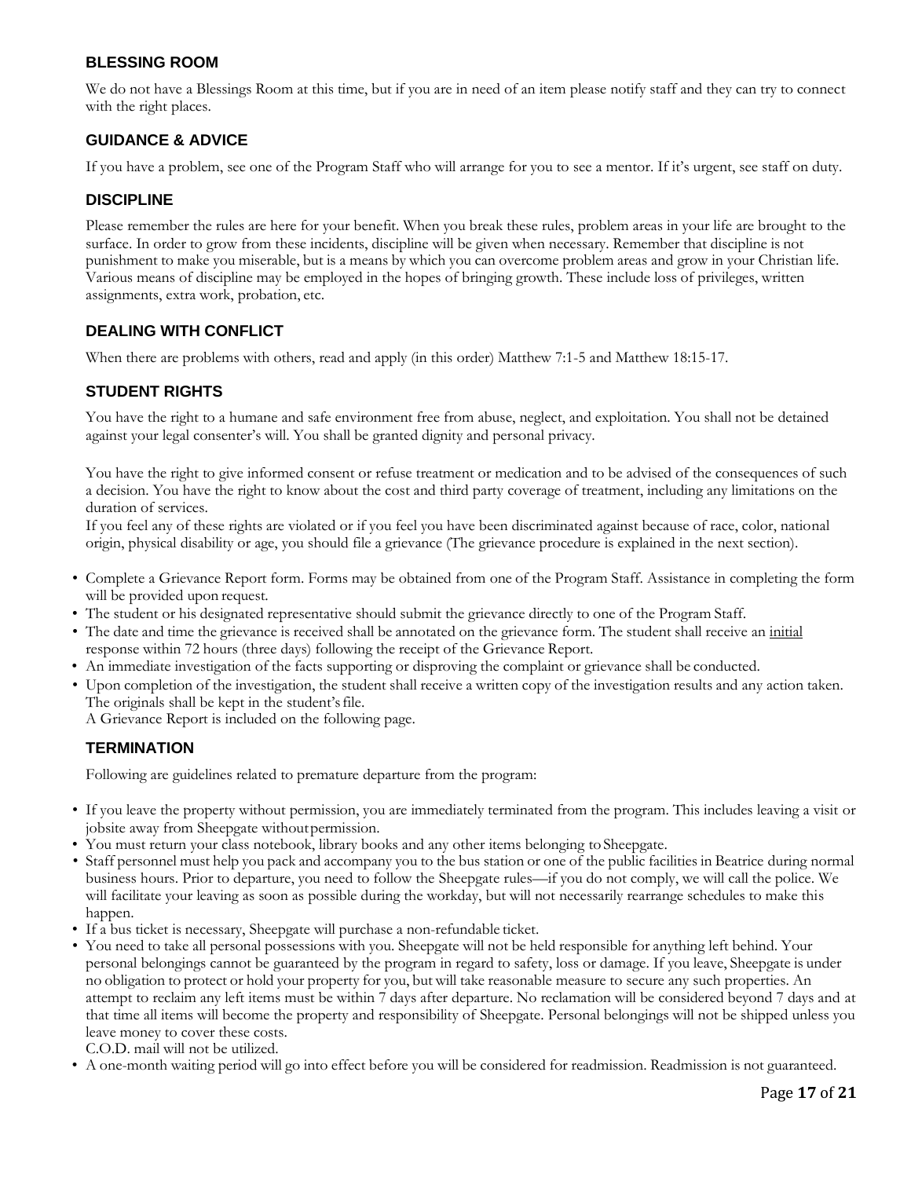## BLESSING ROOM

We do not have a Blessings Room at this time, but if you are in need of an item please notify staff and they can try to connect with the right places.

## GUIDANCE & ADVICE

If you have a problem, see one of the Program Staff who will arrange for you to see a mentor. If it's urgent, see staff on duty.

## DISCIPLINE

Please remember the rules are here for your benefit. When you break these rules, problem areas in your life are brought to the surface. In order to grow from these incidents, discipline will be given when necessary. Remember that discipline is not punishment to make you miserable, but is a means by which you can overcome problem areas and grow in your Christian life. Various means of discipline may be employed in the hopes of bringing growth. These include loss of privileges, written assignments, extra work, probation, etc.

## DEALING WITH CONFLICT

When there are problems with others, read and apply (in this order) Matthew 7:1-5 and Matthew 18:15-17.

## STUDENT RIGHTS

You have the right to a humane and safe environment free from abuse, neglect, and exploitation. You shall not be detained against your legal consenter's will. You shall be granted dignity and personal privacy.

You have the right to give informed consent or refuse treatment or medication and to be advised of the consequences of such a decision. You have the right to know about the cost and third party coverage of treatment, including any limitations on the duration of services.
If you feel any of these rights are violated or if you feel you have been discriminated against because of race, color, national origin, physical disability or age, you should file a grievance (The grievance procedure is explained in the next section).

- Complete a Grievance Report form. Forms may be obtained from one of the Program Staff. Assistance in completing the form will be provided upon request.
- The student or his designated representative should submit the grievance directly to one of the Program Staff.
- The date and time the grievance is received shall be annotated on the grievance form. The student shall receive an <u>initial</u> response within 72 hours (three days) following the receipt of the Grievance Report.
- An immediate investigation of the facts supporting or disproving the complaint or grievance shall be conducted.
- Upon completion of the investigation, the student shall receive a written copy of the investigation results and any action taken. The originals shall be kept in the student's file.
  A Grievance Report is included on the following page.

## TERMINATION

Following are guidelines related to premature departure from the program:

- If you leave the property without permission, you are immediately terminated from the program. This includes leaving a visit or jobsite away from Sheepgate without permission.
- You must return your class notebook, library books and any other items belonging to Sheepgate.
- Staff personnel must help you pack and accompany you to the bus station or one of the public facilities in Beatrice during normal business hours. Prior to departure, you need to follow the Sheepgate rules—if you do not comply, we will call the police. We will facilitate your leaving as soon as possible during the workday, but will not necessarily rearrange schedules to make this happen.
- If a bus ticket is necessary, Sheepgate will purchase a non-refundable ticket.
- You need to take all personal possessions with you. Sheepgate will not be held responsible for anything left behind. Your personal belongings cannot be guaranteed by the program in regard to safety, loss or damage. If you leave, Sheepgate is under no obligation to protect or hold your property for you, but will take reasonable measure to secure any such properties. An attempt to reclaim any left items must be within 7 days after departure. No reclamation will be considered beyond 7 days and at that time all items will become the property and responsibility of Sheepgate. Personal belongings will not be shipped unless you leave money to cover these costs.
  C.O.D. mail will not be utilized.
- A one-month waiting period will go into effect before you will be considered for readmission. Readmission is not guaranteed.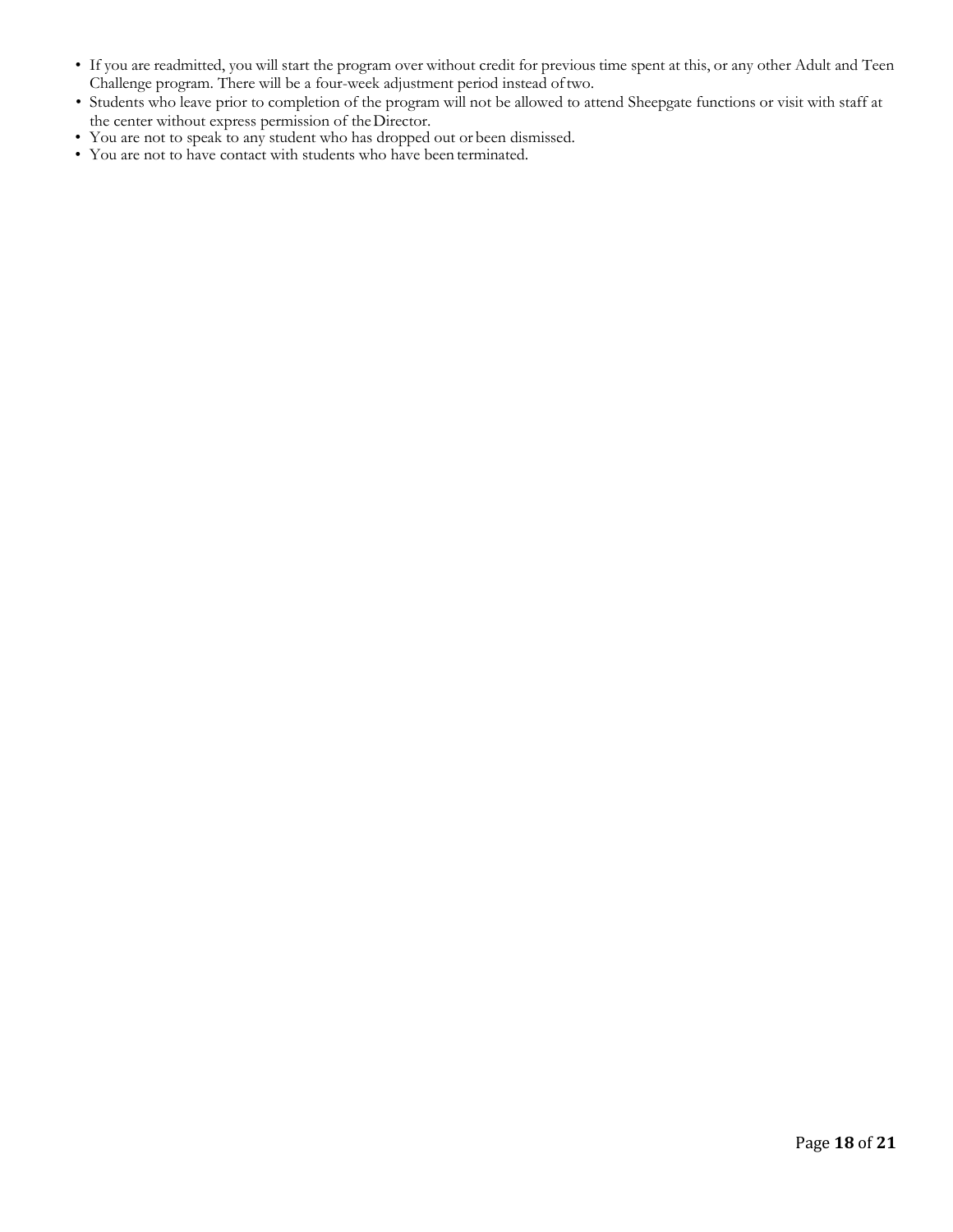- If you are readmitted, you will start the program over without credit for previous time spent at this, or any other Adult and Teen Challenge program. There will be a four-week adjustment period instead of two.
- Students who leave prior to completion of the program will not be allowed to attend Sheepgate functions or visit with staff at the center without express permission of the Director.
- You are not to speak to any student who has dropped out or been dismissed.
- You are not to have contact with students who have been terminated.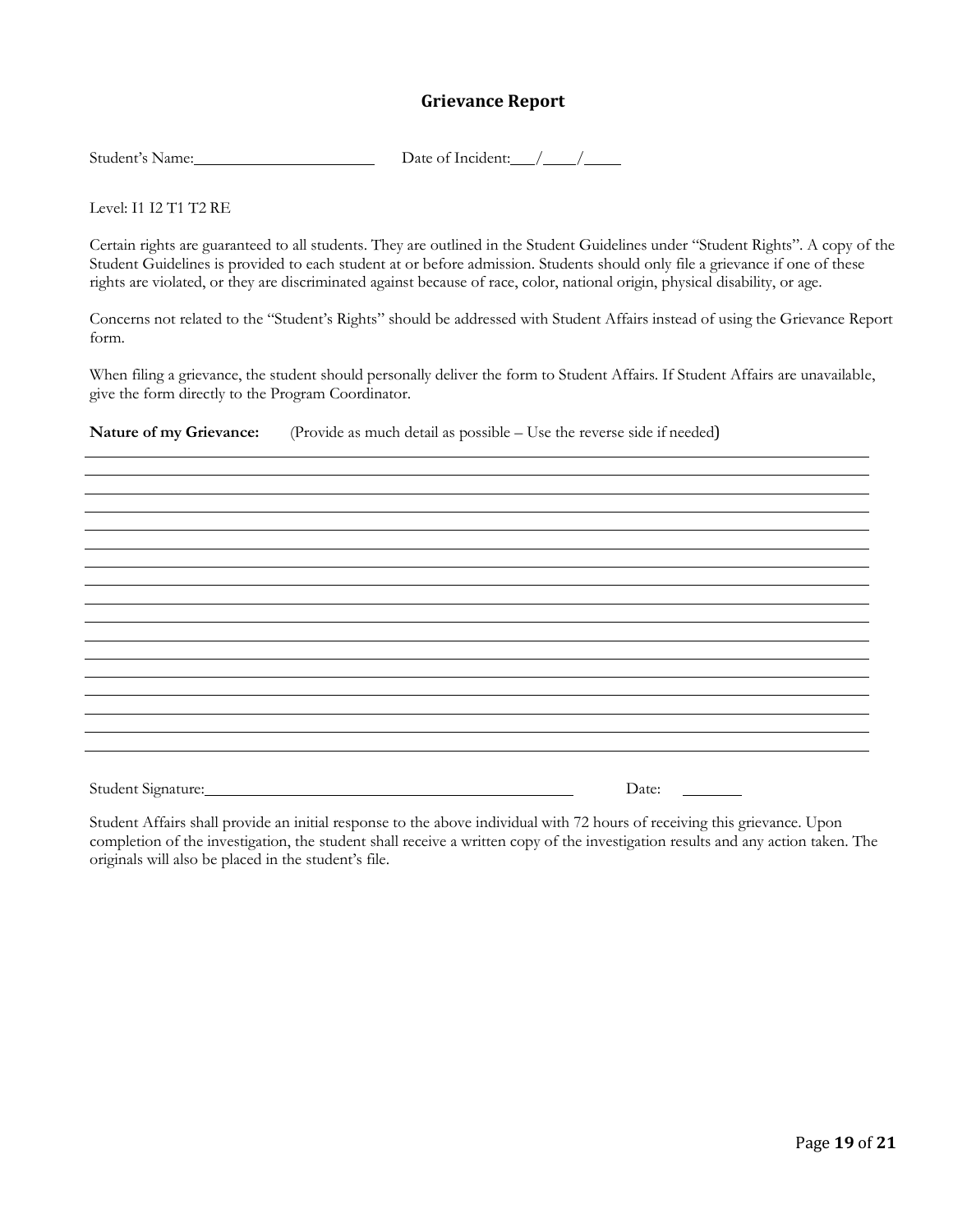## Grievance Report

Student's Name:______________________ Date of Incident:___/____/_____

Level: I1 I2 T1 T2 RE

Certain rights are guaranteed to all students. They are outlined in the Student Guidelines under "Student Rights". A copy of the Student Guidelines is provided to each student at or before admission. Students should only file a grievance if one of these rights are violated, or they are discriminated against because of race, color, national origin, physical disability, or age.

Concerns not related to the "Student's Rights" should be addressed with Student Affairs instead of using the Grievance Report form.

When filing a grievance, the student should personally deliver the form to Student Affairs. If Student Affairs are unavailable, give the form directly to the Program Coordinator.

**Nature of my Grievance:** (Provide as much detail as possible – Use the reverse side if needed)

____________________________________________________________________________________

____________________________________________________________________________________

____________________________________________________________________________________

____________________________________________________________________________________

____________________________________________________________________________________

____________________________________________________________________________________

____________________________________________________________________________________

____________________________________________________________________________________

____________________________________________________________________________________

____________________________________________________________________________________

____________________________________________________________________________________

____________________________________________________________________________________

____________________________________________________________________________________

____________________________________________________________________________________

____________________________________________________________________________________

____________________________________________________________________________________

Student Signature:_____________________________________________ Date: ________

Student Affairs shall provide an initial response to the above individual with 72 hours of receiving this grievance. Upon completion of the investigation, the student shall receive a written copy of the investigation results and any action taken. The originals will also be placed in the student's file.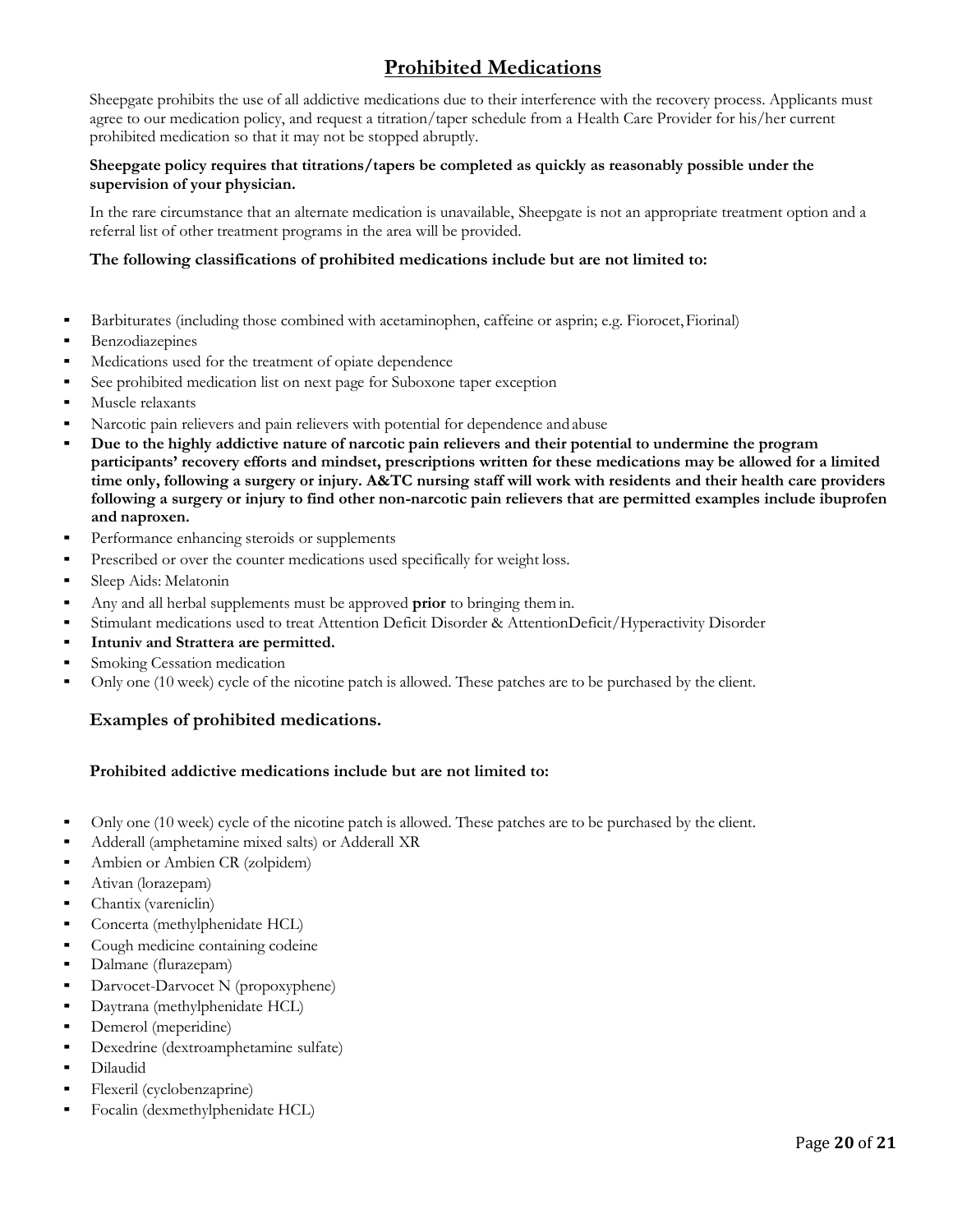# Prohibited Medications

Sheepgate prohibits the use of all addictive medications due to their interference with the recovery process. Applicants must agree to our medication policy, and request a titration/taper schedule from a Health Care Provider for his/her current prohibited medication so that it may not be stopped abruptly.

**Sheepgate policy requires that titrations/tapers be completed as quickly as reasonably possible under the supervision of your physician.**

In the rare circumstance that an alternate medication is unavailable, Sheepgate is not an appropriate treatment option and a referral list of other treatment programs in the area will be provided.

**The following classifications of prohibited medications include but are not limited to:**

- Barbiturates (including those combined with acetaminophen, caffeine or asprin; e.g. Fiorocet, Fiorinal)
- Benzodiazepines
- Medications used for the treatment of opiate dependence
- See prohibited medication list on next page for Suboxone taper exception
- Muscle relaxants
- Narcotic pain relievers and pain relievers with potential for dependence and abuse
- **Due to the highly addictive nature of narcotic pain relievers and their potential to undermine the program participants' recovery efforts and mindset, prescriptions written for these medications may be allowed for a limited time only, following a surgery or injury. A&TC nursing staff will work with residents and their health care providers following a surgery or injury to find other non-narcotic pain relievers that are permitted examples include ibuprofen and naproxen.**
- Performance enhancing steroids or supplements
- Prescribed or over the counter medications used specifically for weight loss.
- Sleep Aids: Melatonin
- Any and all herbal supplements must be approved **prior** to bringing them in.
- Stimulant medications used to treat Attention Deficit Disorder & AttentionDeficit/Hyperactivity Disorder
- **Intuniv and Strattera are permitted.**
- Smoking Cessation medication
- Only one (10 week) cycle of the nicotine patch is allowed. These patches are to be purchased by the client.

### Examples of prohibited medications.

**Prohibited addictive medications include but are not limited to:**

- Only one (10 week) cycle of the nicotine patch is allowed. These patches are to be purchased by the client.
- Adderall (amphetamine mixed salts) or Adderall XR
- Ambien or Ambien CR (zolpidem)
- Ativan (lorazepam)
- Chantix (vareniclin)
- Concerta (methylphenidate HCL)
- Cough medicine containing codeine
- Dalmane (flurazepam)
- Darvocet-Darvocet N (propoxyphene)
- Daytrana (methylphenidate HCL)
- Demerol (meperidine)
- Dexedrine (dextroamphetamine sulfate)
- Dilaudid
- Flexeril (cyclobenzaprine)
- Focalin (dexmethylphenidate HCL)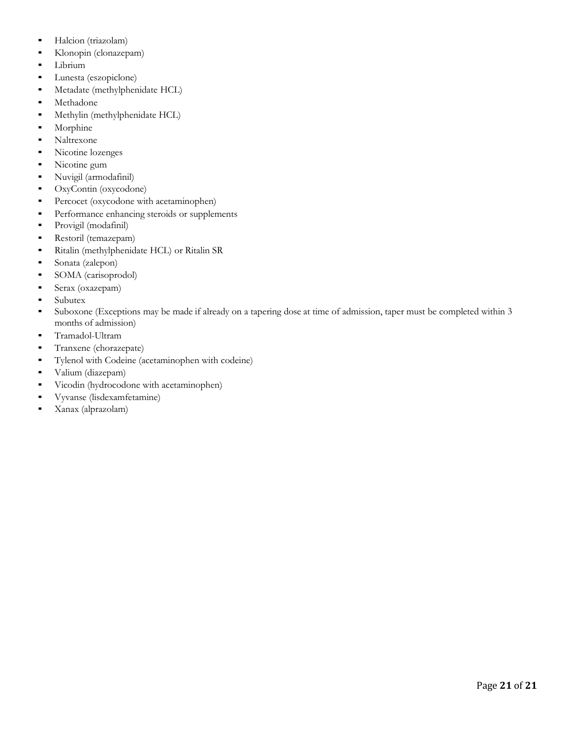- Halcion (triazolam)
- Klonopin (clonazepam)
- Librium
- Lunesta (eszopiclone)
- Metadate (methylphenidate HCL)
- Methadone
- Methylin (methylphenidate HCL)
- Morphine
- Naltrexone
- Nicotine lozenges
- Nicotine gum
- Nuvigil (armodafinil)
- OxyContin (oxycodone)
- Percocet (oxycodone with acetaminophen)
- Performance enhancing steroids or supplements
- Provigil (modafinil)
- Restoril (temazepam)
- Ritalin (methylphenidate HCL) or Ritalin SR
- Sonata (zalepon)
- SOMA (carisoprodol)
- Serax (oxazepam)
- Subutex
- Suboxone (Exceptions may be made if already on a tapering dose at time of admission, taper must be completed within 3 months of admission)
- Tramadol-Ultram
- Tranxene (chorazepate)
- Tylenol with Codeine (acetaminophen with codeine)
- Valium (diazepam)
- Vicodin (hydrocodone with acetaminophen)
- Vyvanse (lisdexamfetamine)
- Xanax (alprazolam)